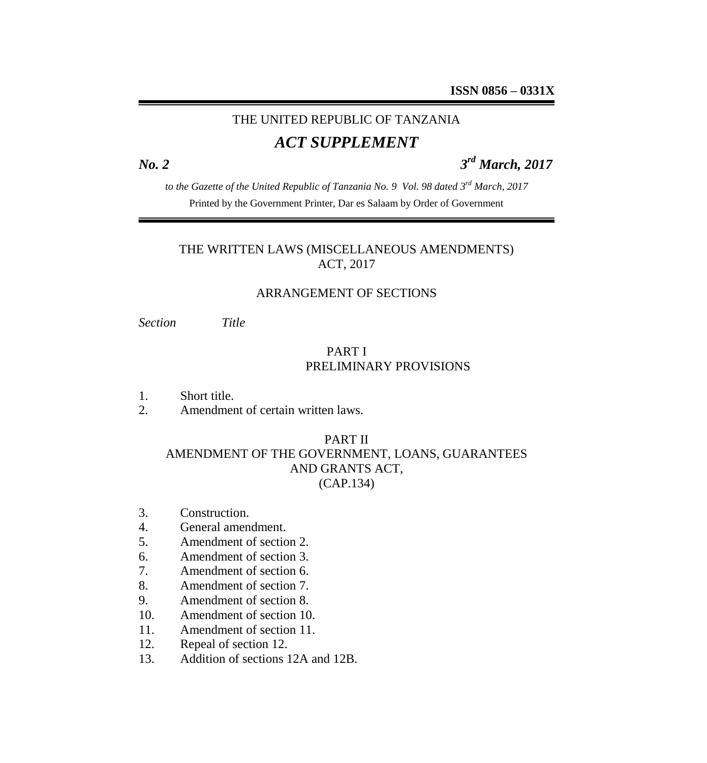**ISSN 0856 – 0331X**

THE UNITED REPUBLIC OF TANZANIA

# *ACT SUPPLEMENT*

***No. 2*** ***3rd March, 2017***

*to the Gazette of the United Republic of Tanzania No. 9 Vol. 98 dated 3rd March, 2017*

Printed by the Government Printer, Dar es Salaam by Order of Government

## THE WRITTEN LAWS (MISCELLANEOUS AMENDMENTS) ACT, 2017

### ARRANGEMENT OF SECTIONS

*Section* *Title*

#### PART I
#### PRELIMINARY PROVISIONS

1. Short title.
2. Amendment of certain written laws.

#### PART II
#### AMENDMENT OF THE GOVERNMENT, LOANS, GUARANTEES AND GRANTS ACT, (CAP.134)

3. Construction.
4. General amendment.
5. Amendment of section 2.
6. Amendment of section 3.
7. Amendment of section 6.
8. Amendment of section 7.
9. Amendment of section 8.
10. Amendment of section 10.
11. Amendment of section 11.
12. Repeal of section 12.
13. Addition of sections 12A and 12B.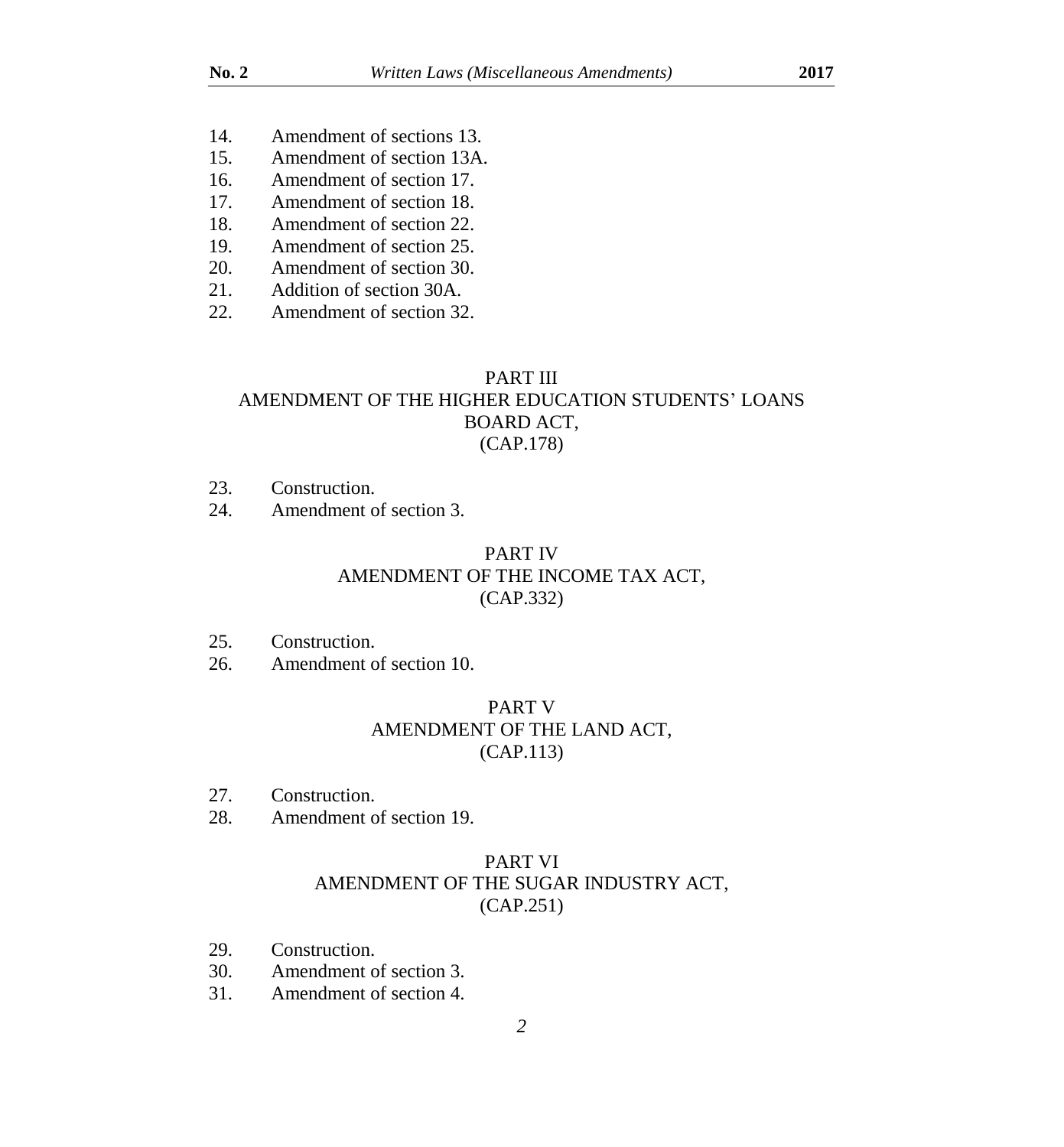14. Amendment of sections 13.
15. Amendment of section 13A.
16. Amendment of section 17.
17. Amendment of section 18.
18. Amendment of section 22.
19. Amendment of section 25.
20. Amendment of section 30.
21. Addition of section 30A.
22. Amendment of section 32.

## PART III
## AMENDMENT OF THE HIGHER EDUCATION STUDENTS' LOANS BOARD ACT, (CAP.178)

23. Construction.
24. Amendment of section 3.

## PART IV
## AMENDMENT OF THE INCOME TAX ACT, (CAP.332)

25. Construction.
26. Amendment of section 10.

## PART V
## AMENDMENT OF THE LAND ACT, (CAP.113)

27. Construction.
28. Amendment of section 19.

## PART VI
## AMENDMENT OF THE SUGAR INDUSTRY ACT, (CAP.251)

29. Construction.
30. Amendment of section 3.
31. Amendment of section 4.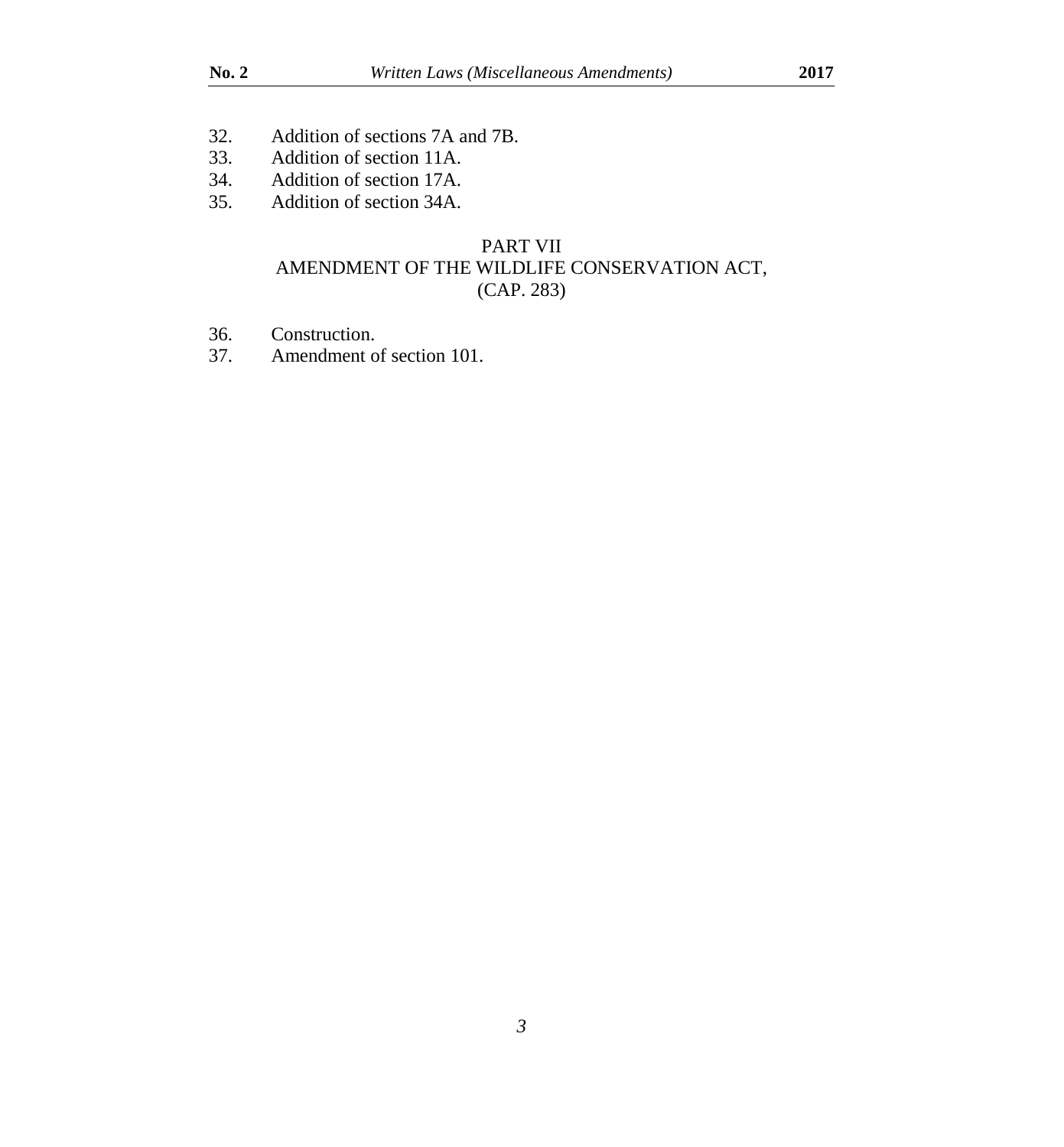32. Addition of sections 7A and 7B.
33. Addition of section 11A.
34. Addition of section 17A.
35. Addition of section 34A.

PART VII
AMENDMENT OF THE WILDLIFE CONSERVATION ACT,
(CAP. 283)

36. Construction.
37. Amendment of section 101.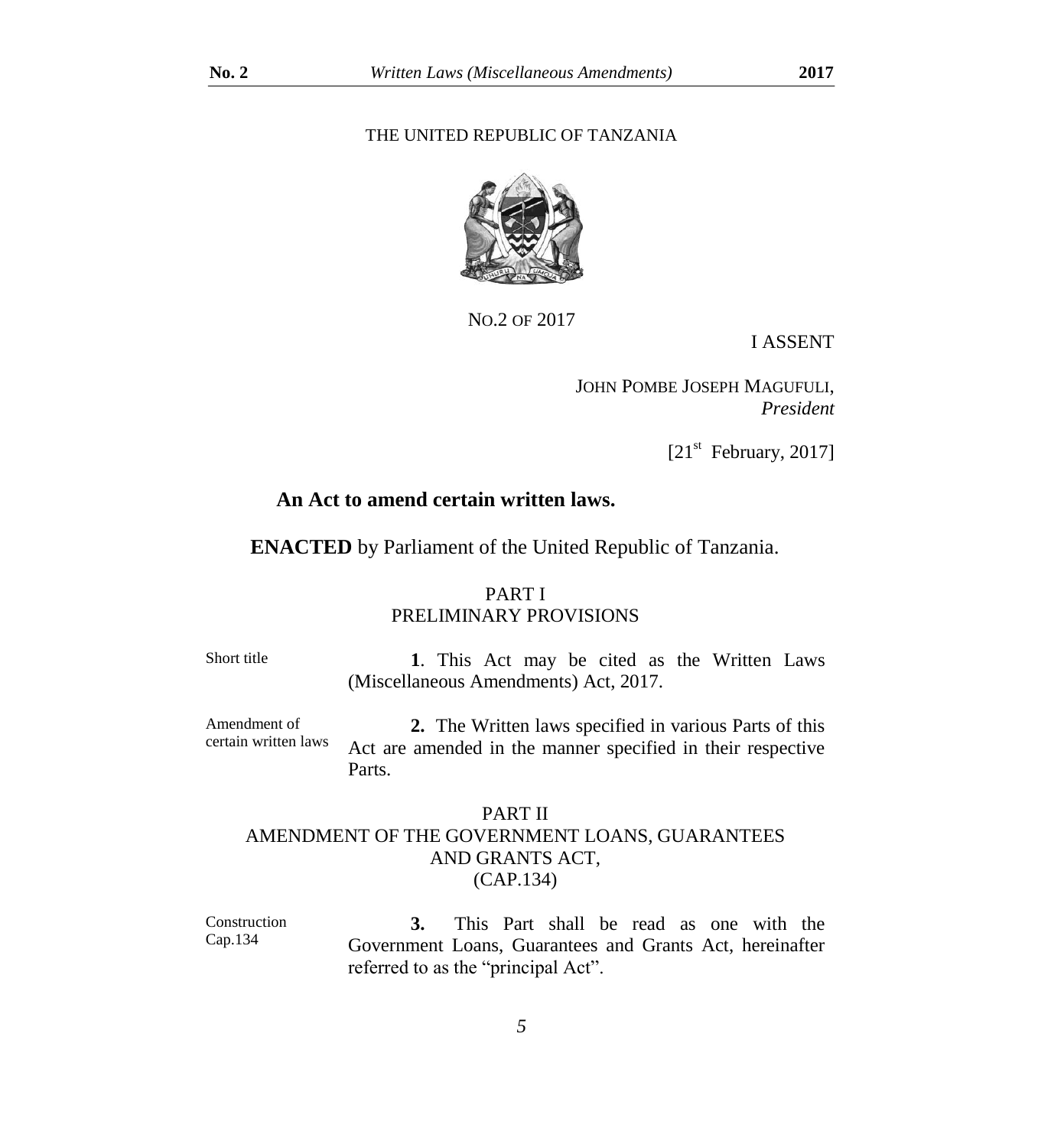THE UNITED REPUBLIC OF TANZANIA

NO.2 OF 2017

I ASSENT

JOHN POMBE JOSEPH MAGUFULI,
*President*

[21st February, 2017]

**An Act to amend certain written laws.**

**ENACTED** by Parliament of the United Republic of Tanzania.

## PART I
## PRELIMINARY PROVISIONS

Short title

**1**. This Act may be cited as the Written Laws (Miscellaneous Amendments) Act, 2017.

Amendment of certain written laws

**2.** The Written laws specified in various Parts of this Act are amended in the manner specified in their respective Parts.

## PART II
## AMENDMENT OF THE GOVERNMENT LOANS, GUARANTEES AND GRANTS ACT, (CAP.134)

Construction Cap.134

**3.** This Part shall be read as one with the Government Loans, Guarantees and Grants Act, hereinafter referred to as the "principal Act".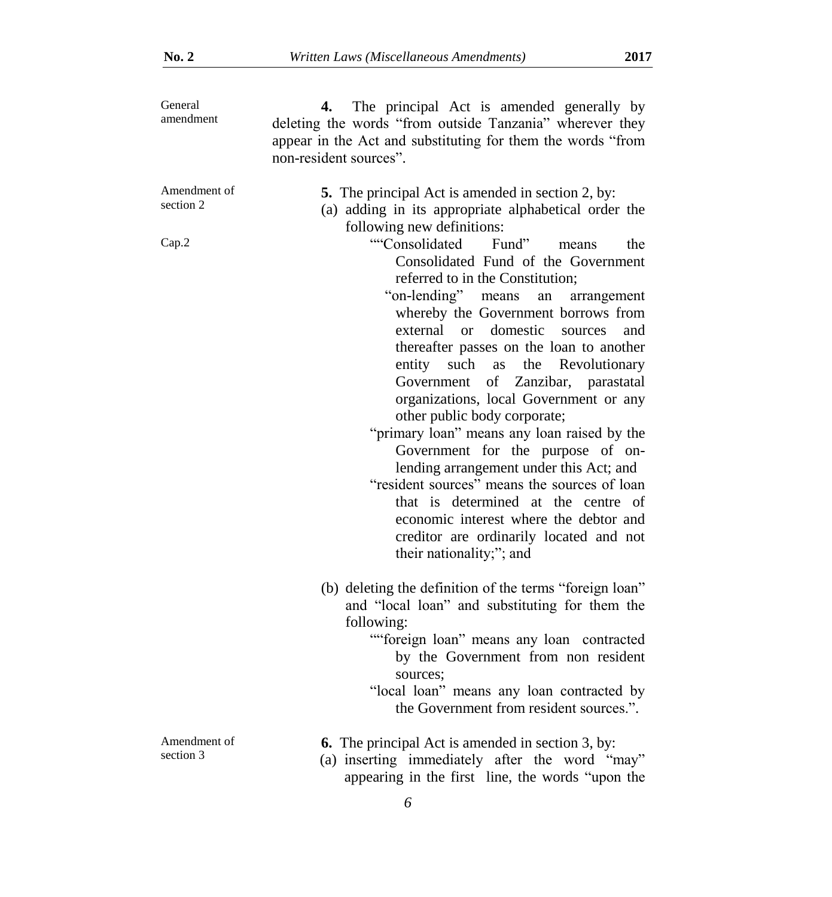General amendment

**4.** The principal Act is amended generally by deleting the words "from outside Tanzania" wherever they appear in the Act and substituting for them the words "from non-resident sources".

Amendment of section 2

**5.** The principal Act is amended in section 2, by:

(a) adding in its appropriate alphabetical order the following new definitions:

Cap.2

""Consolidated Fund" means the Consolidated Fund of the Government referred to in the Constitution;

"on-lending" means an arrangement whereby the Government borrows from external or domestic sources and thereafter passes on the loan to another entity such as the Revolutionary Government of Zanzibar, parastatal organizations, local Government or any other public body corporate;

"primary loan" means any loan raised by the Government for the purpose of on-lending arrangement under this Act; and

"resident sources" means the sources of loan that is determined at the centre of economic interest where the debtor and creditor are ordinarily located and not their nationality;"; and

(b) deleting the definition of the terms "foreign loan" and "local loan" and substituting for them the following:

""foreign loan" means any loan contracted by the Government from non resident sources;

"local loan" means any loan contracted by the Government from resident sources.".

Amendment of section 3

**6.** The principal Act is amended in section 3, by:

(a) inserting immediately after the word "may" appearing in the first line, the words "upon the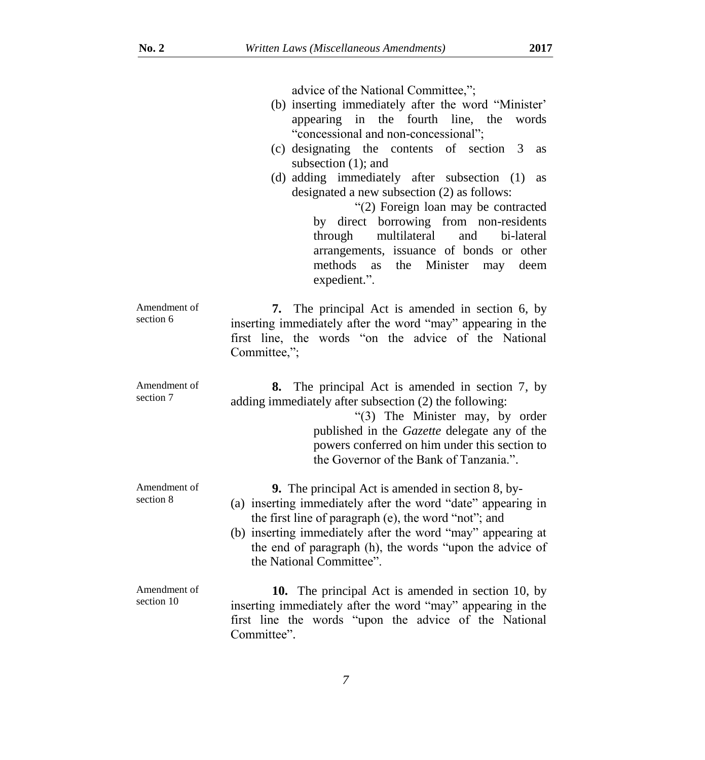advice of the National Committee,";

(b) inserting immediately after the word "Minister' appearing in the fourth line, the words "concessional and non-concessional";

(c) designating the contents of section 3 as subsection (1); and

(d) adding immediately after subsection (1) as designated a new subsection (2) as follows:

> "(2) Foreign loan may be contracted by direct borrowing from non-residents through multilateral and bi-lateral arrangements, issuance of bonds or other methods as the Minister may deem expedient.".

Amendment of section 6

**7.** The principal Act is amended in section 6, by inserting immediately after the word "may" appearing in the first line, the words "on the advice of the National Committee,";

Amendment of section 7

**8.** The principal Act is amended in section 7, by adding immediately after subsection (2) the following:

> "(3) The Minister may, by order published in the *Gazette* delegate any of the powers conferred on him under this section to the Governor of the Bank of Tanzania.".

Amendment of section 8

**9.** The principal Act is amended in section 8, by-

(a) inserting immediately after the word "date" appearing in the first line of paragraph (e), the word "not"; and

(b) inserting immediately after the word "may" appearing at the end of paragraph (h), the words "upon the advice of the National Committee".

Amendment of section 10

**10.** The principal Act is amended in section 10, by inserting immediately after the word "may" appearing in the first line the words "upon the advice of the National Committee".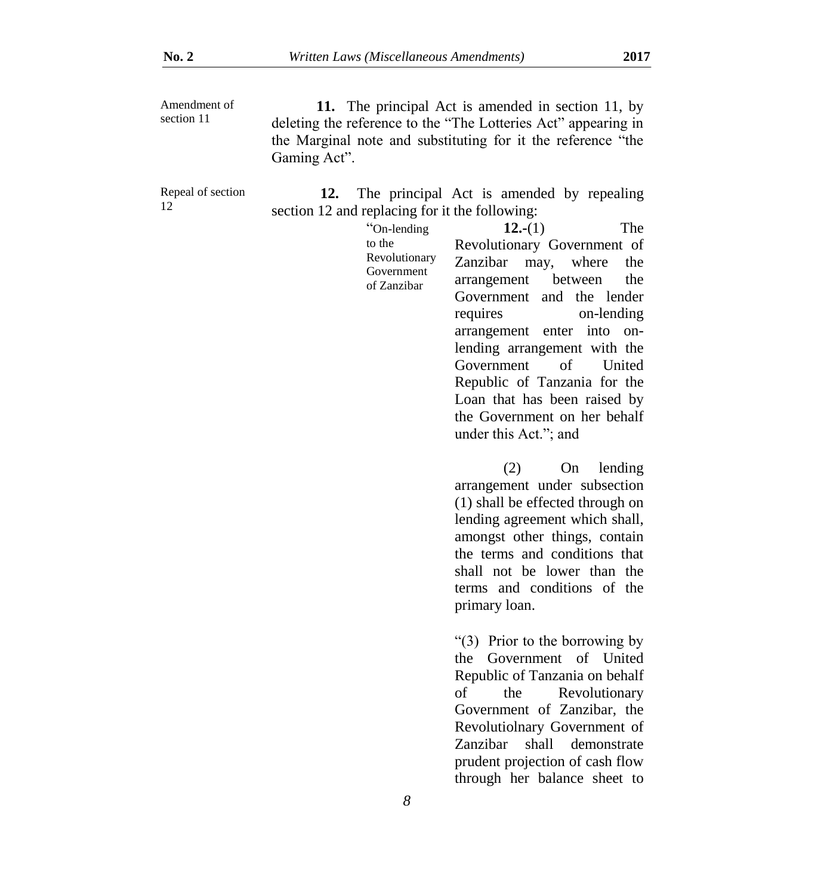Amendment of section 11

**11.** The principal Act is amended in section 11, by deleting the reference to the "The Lotteries Act" appearing in the Marginal note and substituting for it the reference "the Gaming Act".

Repeal of section 12

**12.** The principal Act is amended by repealing section 12 and replacing for it the following:

"On-lending to the Revolutionary Government of Zanzibar

**12.**-(1) The Revolutionary Government of Zanzibar may, where the arrangement between the Government and the lender requires on-lending arrangement enter into on-lending arrangement with the Government of United Republic of Tanzania for the Loan that has been raised by the Government on her behalf under this Act."; and

(2) On lending arrangement under subsection (1) shall be effected through on lending agreement which shall, amongst other things, contain the terms and conditions that shall not be lower than the terms and conditions of the primary loan.

"(3) Prior to the borrowing by the Government of United Republic of Tanzania on behalf of the Revolutionary Government of Zanzibar, the Revolutiolnary Government of Zanzibar shall demonstrate prudent projection of cash flow through her balance sheet to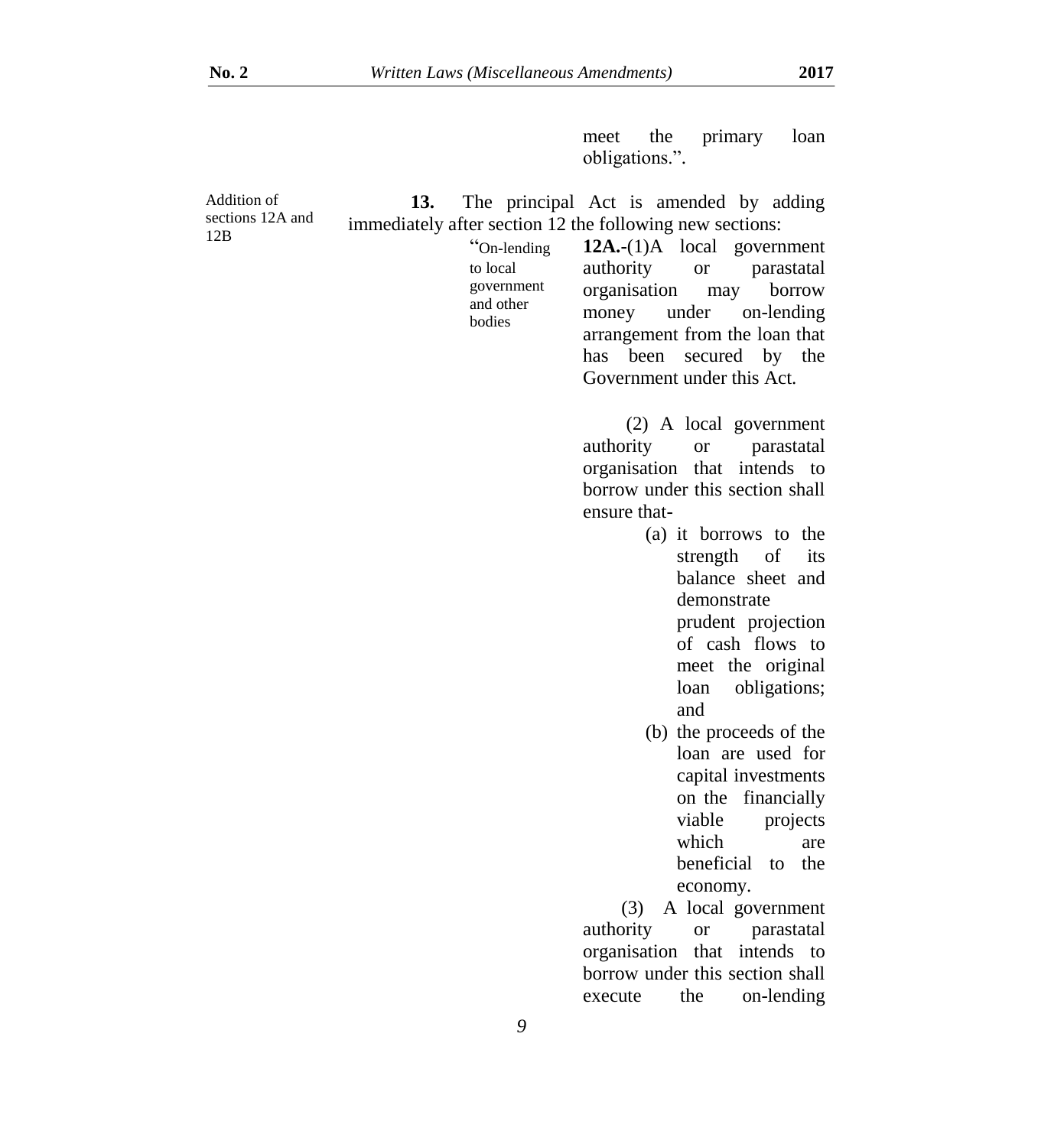meet the primary loan obligations.".

Addition of sections 12A and 12B

**13.** The principal Act is amended by adding immediately after section 12 the following new sections:

"On-lending to local government and other bodies

**12A.**-(1)A local government authority or parastatal organisation may borrow money under on-lending arrangement from the loan that has been secured by the Government under this Act.

(2) A local government authority or parastatal organisation that intends to borrow under this section shall ensure that-

(a) it borrows to the strength of its balance sheet and demonstrate prudent projection of cash flows to meet the original loan obligations; and

(b) the proceeds of the loan are used for capital investments on the financially viable projects which are beneficial to the economy.

(3) A local government authority or parastatal organisation that intends to borrow under this section shall execute the on-lending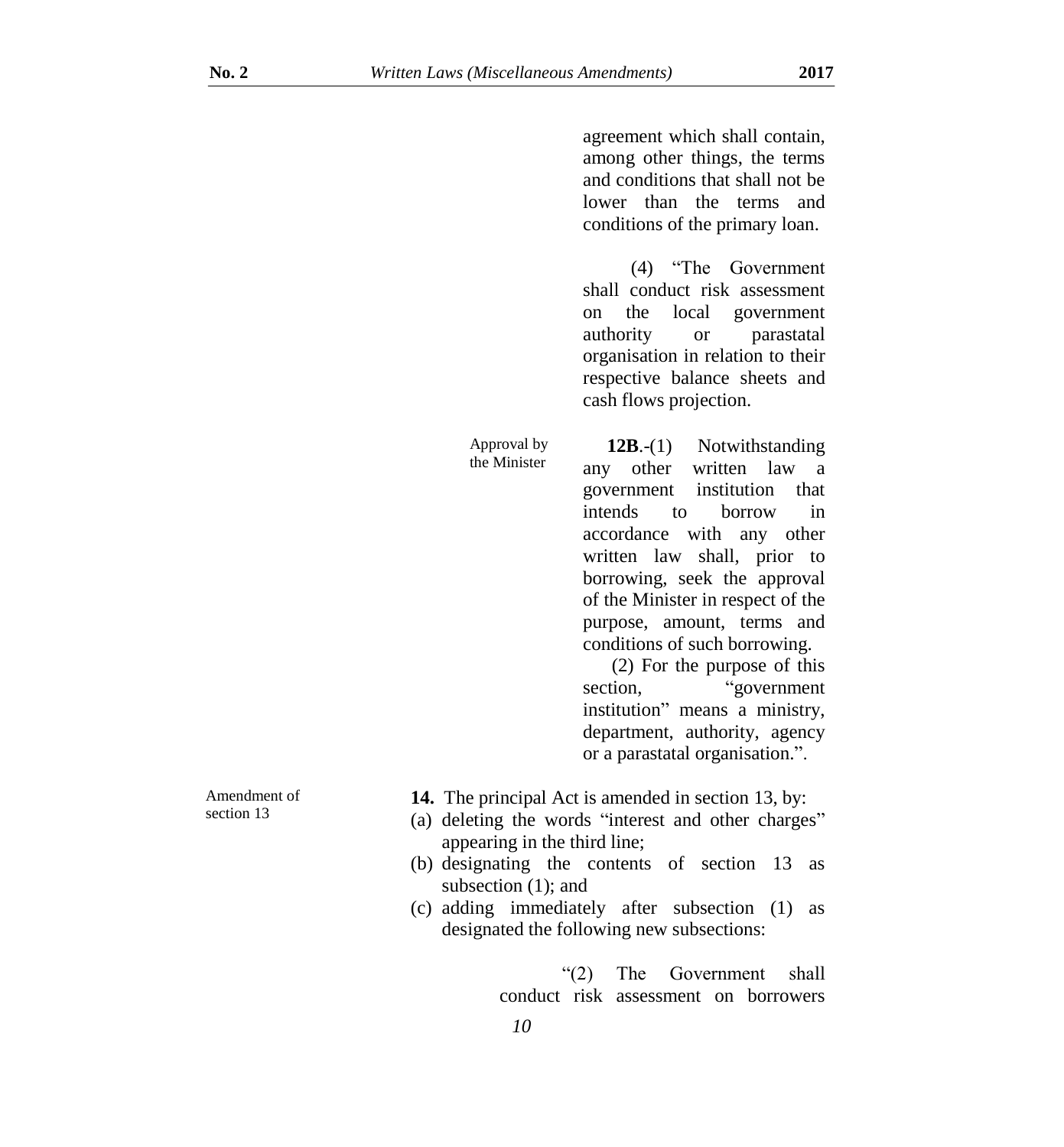agreement which shall contain, among other things, the terms and conditions that shall not be lower than the terms and conditions of the primary loan.

(4) "The Government shall conduct risk assessment on the local government authority or parastatal organisation in relation to their respective balance sheets and cash flows projection.

Approval by the Minister

**12B**.-(1) Notwithstanding any other written law a government institution that intends to borrow in accordance with any other written law shall, prior to borrowing, seek the approval of the Minister in respect of the purpose, amount, terms and conditions of such borrowing.

(2) For the purpose of this section, "government institution" means a ministry, department, authority, agency or a parastatal organisation.".

Amendment of section 13

**14.** The principal Act is amended in section 13, by:

(a) deleting the words "interest and other charges" appearing in the third line;

(b) designating the contents of section 13 as subsection (1); and

(c) adding immediately after subsection (1) as designated the following new subsections:

"(2) The Government shall conduct risk assessment on borrowers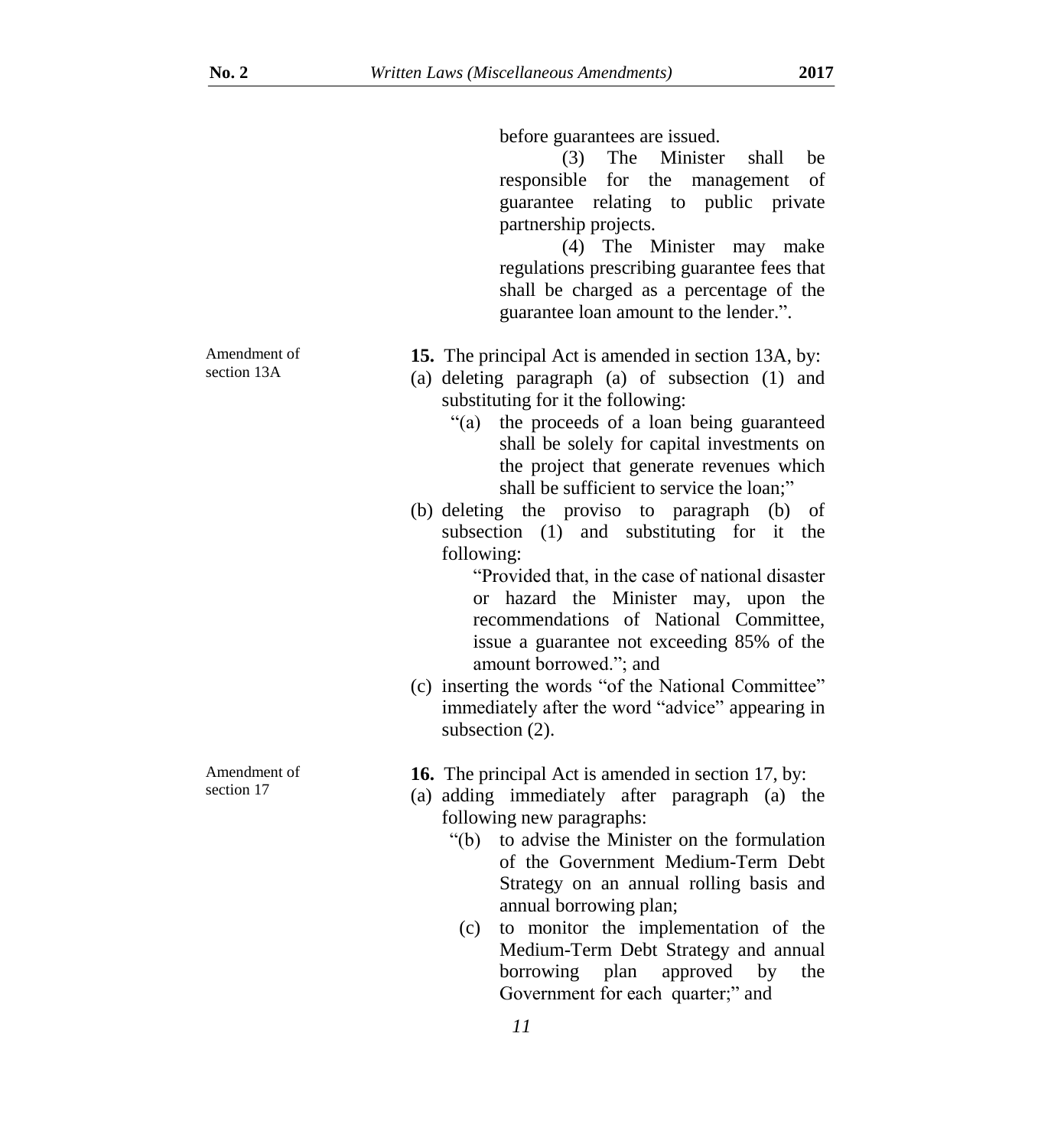before guarantees are issued.

(3) The Minister shall be responsible for the management of guarantee relating to public private partnership projects.

(4) The Minister may make regulations prescribing guarantee fees that shall be charged as a percentage of the guarantee loan amount to the lender.".

Amendment of section 13A

**15.** The principal Act is amended in section 13A, by:

(a) deleting paragraph (a) of subsection (1) and substituting for it the following:

"(a) the proceeds of a loan being guaranteed shall be solely for capital investments on the project that generate revenues which shall be sufficient to service the loan;"

(b) deleting the proviso to paragraph (b) of subsection (1) and substituting for it the following:

"Provided that, in the case of national disaster or hazard the Minister may, upon the recommendations of National Committee, issue a guarantee not exceeding 85% of the amount borrowed."; and

(c) inserting the words "of the National Committee" immediately after the word "advice" appearing in subsection (2).

Amendment of section 17

**16.** The principal Act is amended in section 17, by:

(a) adding immediately after paragraph (a) the following new paragraphs:

"(b) to advise the Minister on the formulation of the Government Medium-Term Debt Strategy on an annual rolling basis and annual borrowing plan;

(c) to monitor the implementation of the Medium-Term Debt Strategy and annual borrowing plan approved by the Government for each quarter;" and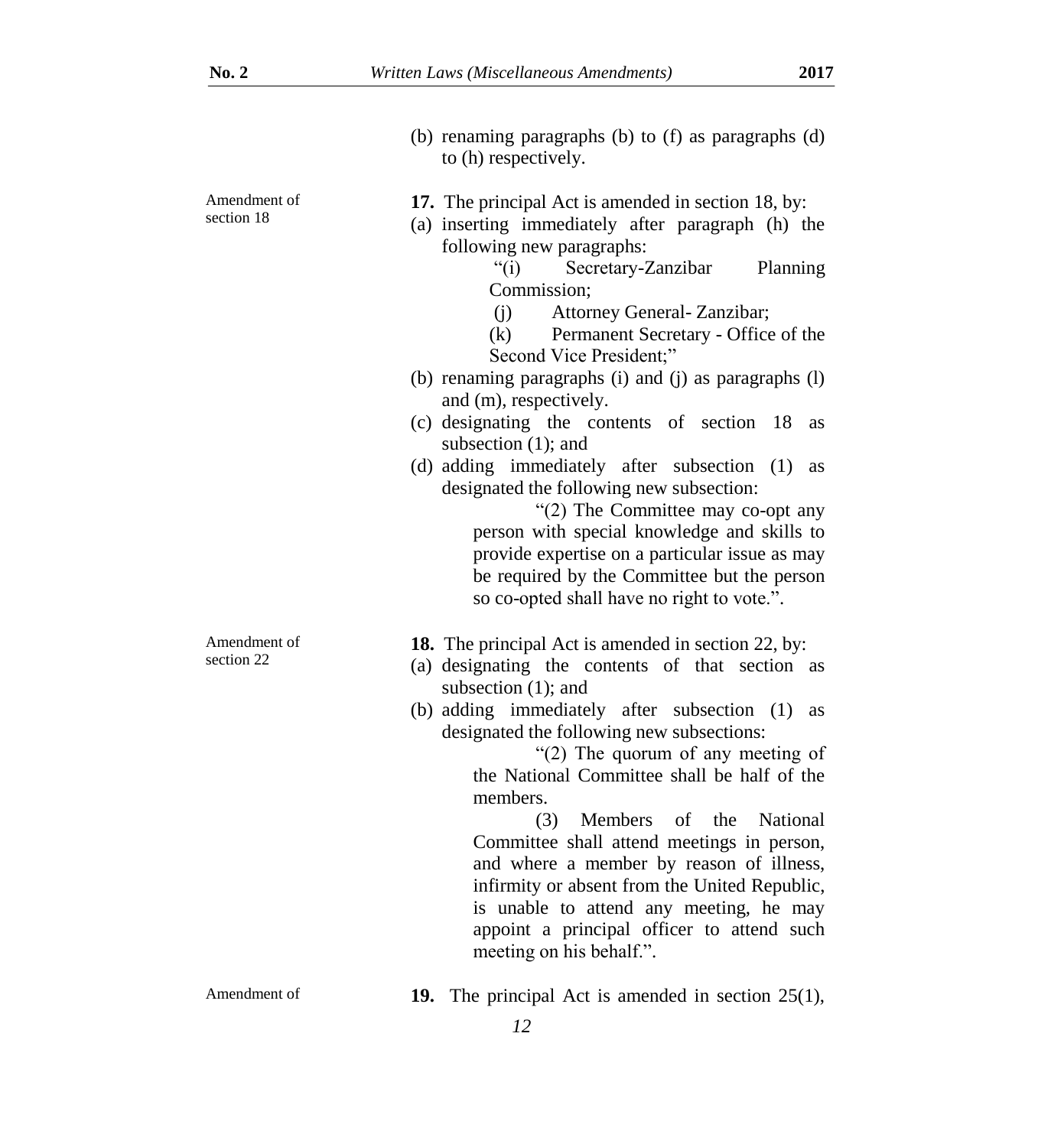(b) renaming paragraphs (b) to (f) as paragraphs (d) to (h) respectively.

Amendment of section 18

**17.** The principal Act is amended in section 18, by:

(a) inserting immediately after paragraph (h) the following new paragraphs:

"(i) Secretary-Zanzibar Planning Commission;

(j) Attorney General- Zanzibar;

(k) Permanent Secretary - Office of the Second Vice President;"

(b) renaming paragraphs (i) and (j) as paragraphs (l) and (m), respectively.

(c) designating the contents of section 18 as subsection (1); and

(d) adding immediately after subsection (1) as designated the following new subsection:

"(2) The Committee may co-opt any person with special knowledge and skills to provide expertise on a particular issue as may be required by the Committee but the person so co-opted shall have no right to vote.".

Amendment of section 22

**18.** The principal Act is amended in section 22, by:

(a) designating the contents of that section as subsection (1); and

(b) adding immediately after subsection (1) as designated the following new subsections:

"(2) The quorum of any meeting of the National Committee shall be half of the members.

(3) Members of the National Committee shall attend meetings in person, and where a member by reason of illness, infirmity or absent from the United Republic, is unable to attend any meeting, he may appoint a principal officer to attend such meeting on his behalf.".

Amendment of

**19.** The principal Act is amended in section 25(1),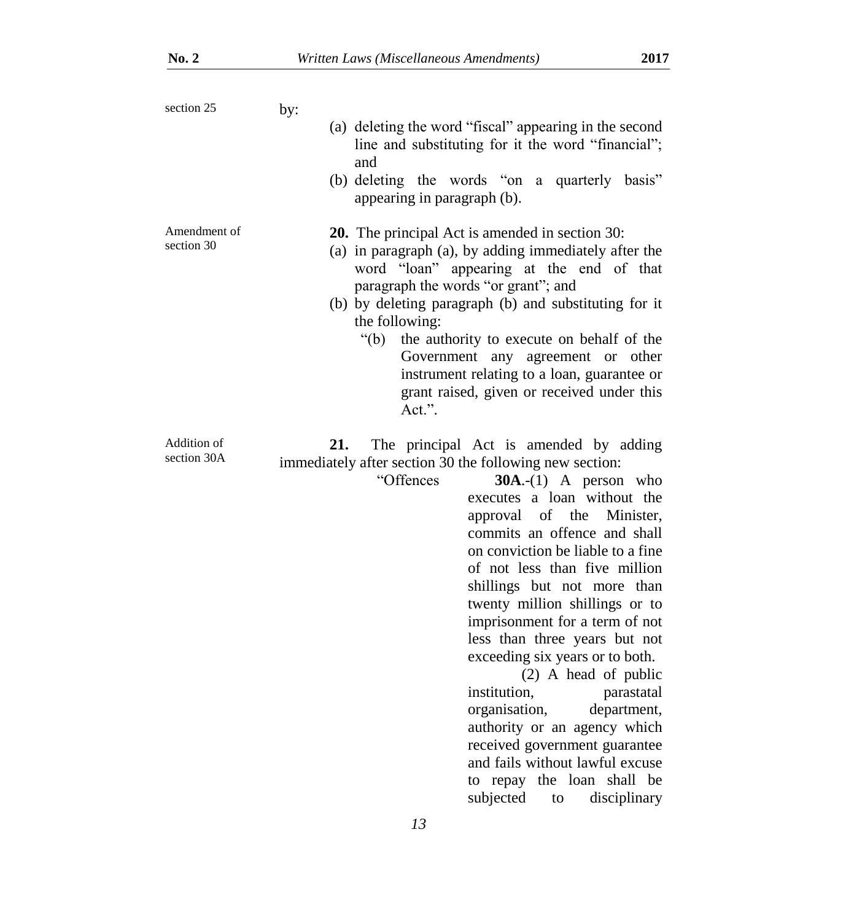section 25 by:

(a) deleting the word "fiscal" appearing in the second line and substituting for it the word "financial"; and

(b) deleting the words "on a quarterly basis" appearing in paragraph (b).

Amendment of section 30

**20.** The principal Act is amended in section 30:

(a) in paragraph (a), by adding immediately after the word "loan" appearing at the end of that paragraph the words "or grant"; and

(b) by deleting paragraph (b) and substituting for it the following:

"(b) the authority to execute on behalf of the Government any agreement or other instrument relating to a loan, guarantee or grant raised, given or received under this Act.".

Addition of section 30A

**21.** The principal Act is amended by adding immediately after section 30 the following new section:

"Offences

**30A**.-(1) A person who executes a loan without the approval of the Minister, commits an offence and shall on conviction be liable to a fine of not less than five million shillings but not more than twenty million shillings or to imprisonment for a term of not less than three years but not exceeding six years or to both.

(2) A head of public institution, parastatal organisation, department, authority or an agency which received government guarantee and fails without lawful excuse to repay the loan shall be subjected to disciplinary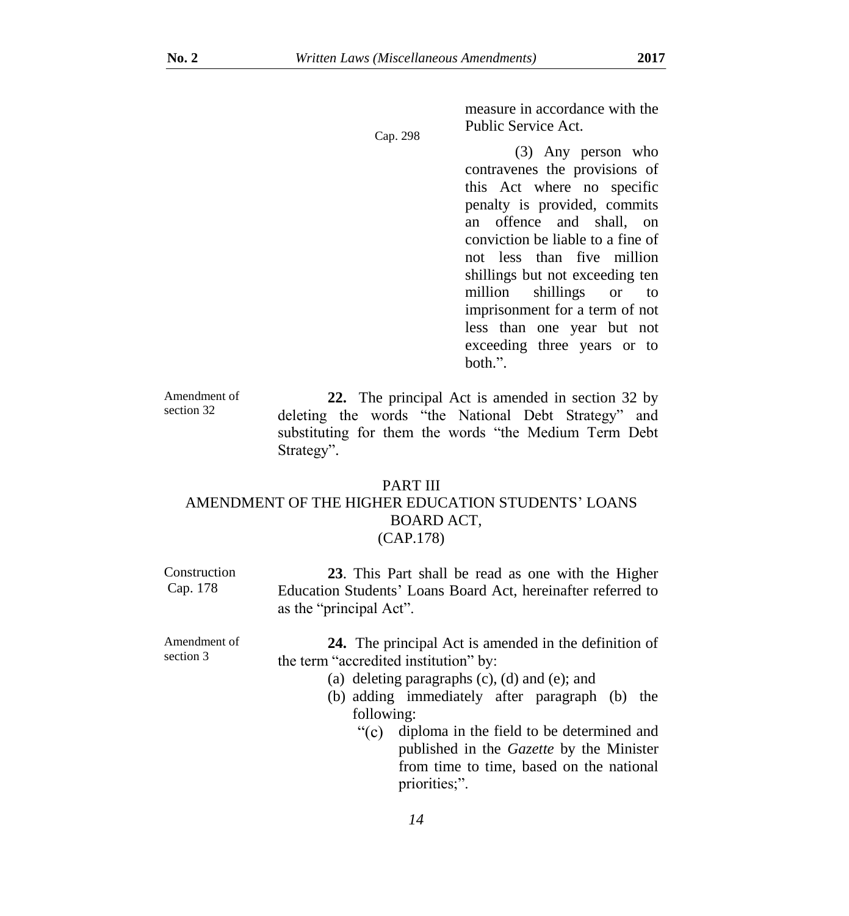measure in accordance with the Public Service Act.

Cap. 298

(3) Any person who contravenes the provisions of this Act where no specific penalty is provided, commits an offence and shall, on conviction be liable to a fine of not less than five million shillings but not exceeding ten million shillings or to imprisonment for a term of not less than one year but not exceeding three years or to both.".

Amendment of section 32

**22.** The principal Act is amended in section 32 by deleting the words "the National Debt Strategy" and substituting for them the words "the Medium Term Debt Strategy".

## PART III
## AMENDMENT OF THE HIGHER EDUCATION STUDENTS' LOANS BOARD ACT, (CAP.178)

Construction Cap. 178

**23**. This Part shall be read as one with the Higher Education Students' Loans Board Act, hereinafter referred to as the "principal Act".

Amendment of section 3

**24.** The principal Act is amended in the definition of the term "accredited institution" by:

(a) deleting paragraphs (c), (d) and (e); and

(b) adding immediately after paragraph (b) the following:

"(c) diploma in the field to be determined and published in the *Gazette* by the Minister from time to time, based on the national priorities;".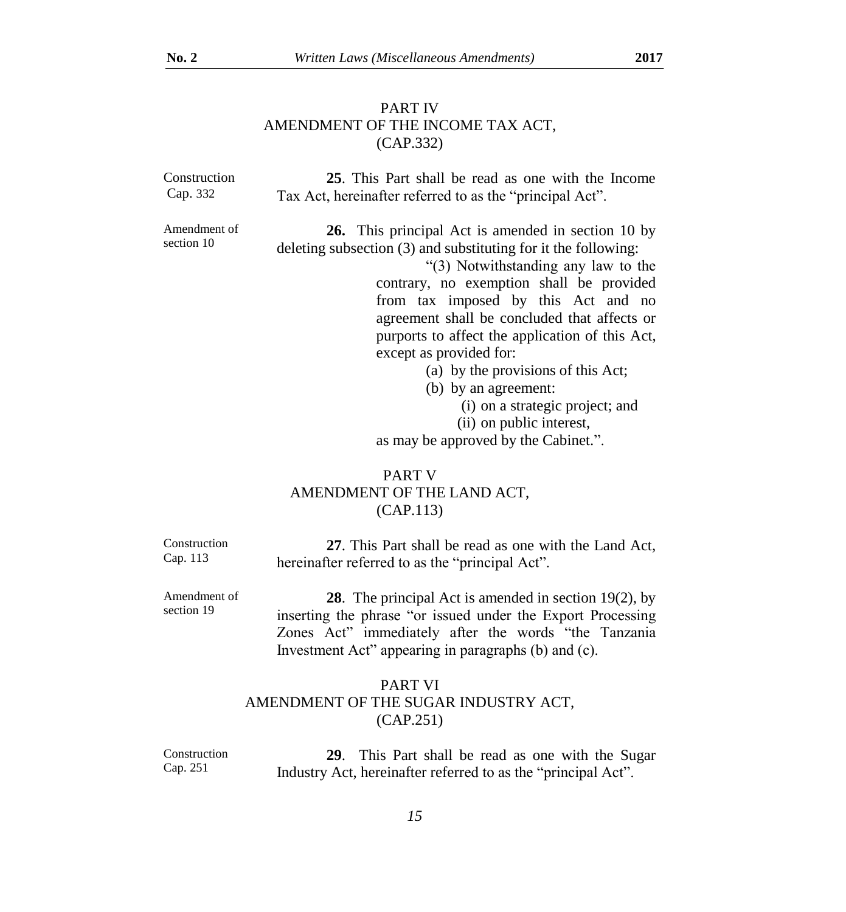## PART IV
## AMENDMENT OF THE INCOME TAX ACT, (CAP.332)

Construction Cap. 332

**25**. This Part shall be read as one with the Income Tax Act, hereinafter referred to as the "principal Act".

Amendment of section 10

**26.** This principal Act is amended in section 10 by deleting subsection (3) and substituting for it the following:

> "(3) Notwithstanding any law to the contrary, no exemption shall be provided from tax imposed by this Act and no agreement shall be concluded that affects or purports to affect the application of this Act, except as provided for:
>
> (a) by the provisions of this Act;
>
> (b) by an agreement:
>
> (i) on a strategic project; and
>
> (ii) on public interest,
>
> as may be approved by the Cabinet.".

## PART V
## AMENDMENT OF THE LAND ACT, (CAP.113)

Construction Cap. 113

**27**. This Part shall be read as one with the Land Act, hereinafter referred to as the "principal Act".

Amendment of section 19

**28**. The principal Act is amended in section 19(2), by inserting the phrase "or issued under the Export Processing Zones Act" immediately after the words "the Tanzania Investment Act" appearing in paragraphs (b) and (c).

## PART VI
## AMENDMENT OF THE SUGAR INDUSTRY ACT, (CAP.251)

Construction Cap. 251

**29**. This Part shall be read as one with the Sugar Industry Act, hereinafter referred to as the "principal Act".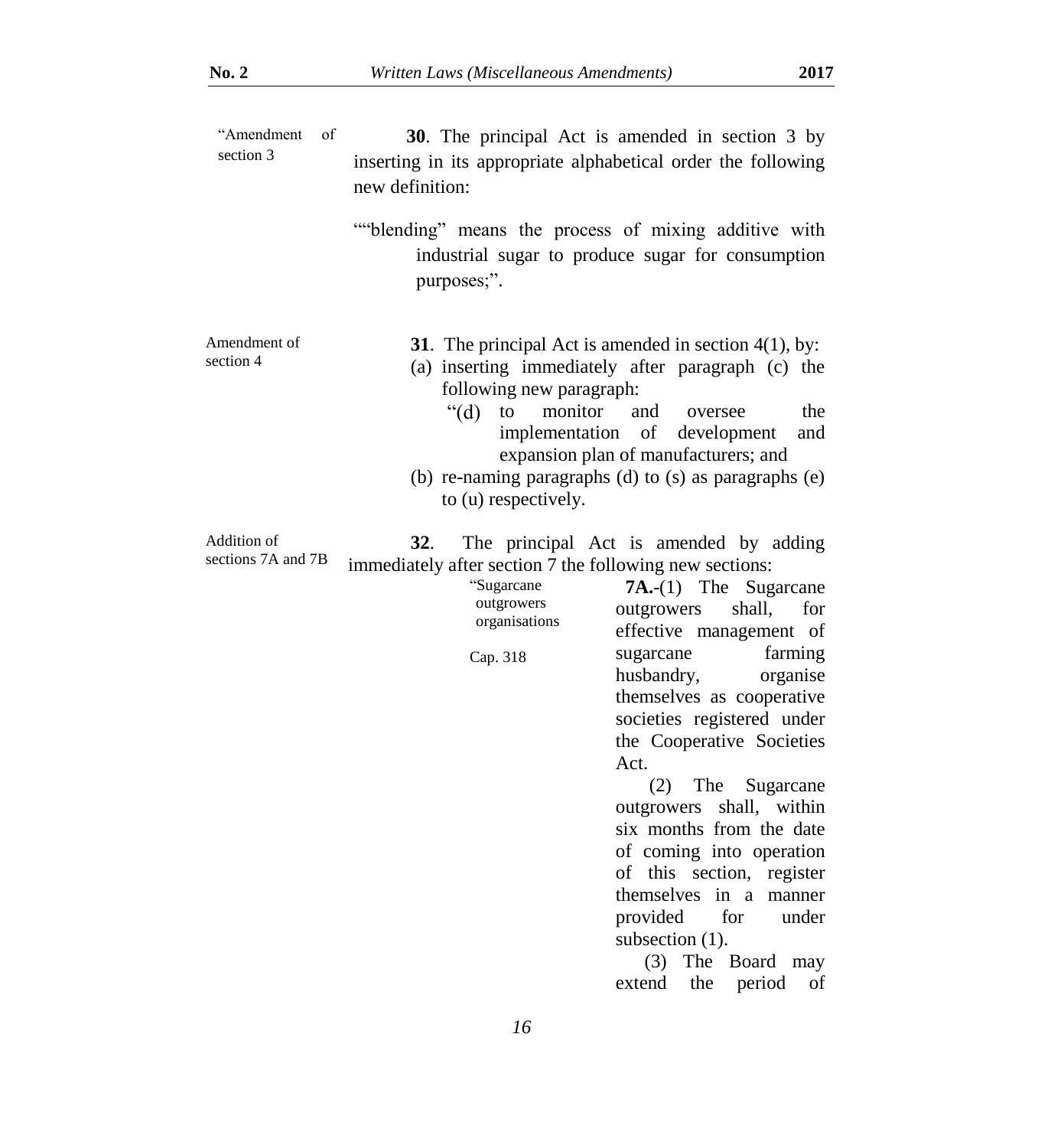"Amendment of section 3

**30**. The principal Act is amended in section 3 by inserting in its appropriate alphabetical order the following new definition:

""blending" means the process of mixing additive with industrial sugar to produce sugar for consumption purposes;".

Amendment of section 4

**31**. The principal Act is amended in section 4(1), by:

(a) inserting immediately after paragraph (c) the following new paragraph:

"(d) to monitor and oversee the implementation of development and expansion plan of manufacturers; and

(b) re-naming paragraphs (d) to (s) as paragraphs (e) to (u) respectively.

Addition of sections 7A and 7B

**32**. The principal Act is amended by adding immediately after section 7 the following new sections:

"Sugarcane outgrowers organisations

Cap. 318

**7A.**-(1) The Sugarcane outgrowers shall, for effective management of sugarcane farming husbandry, organise themselves as cooperative societies registered under the Cooperative Societies Act.

(2) The Sugarcane outgrowers shall, within six months from the date of coming into operation of this section, register themselves in a manner provided for under subsection (1).

(3) The Board may extend the period of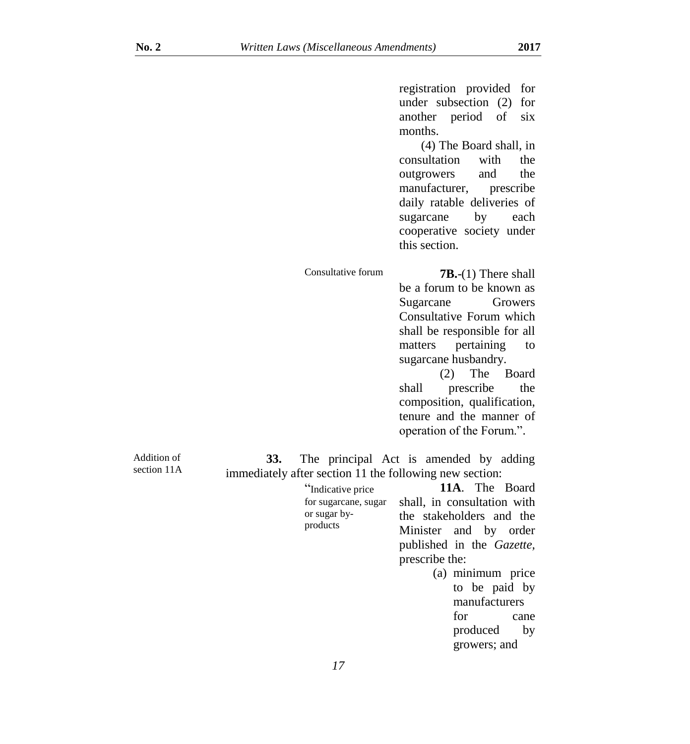registration provided for under subsection (2) for another period of six months.

(4) The Board shall, in consultation with the outgrowers and the manufacturer, prescribe daily ratable deliveries of sugarcane by each cooperative society under this section.

Consultative forum

**7B.**-(1) There shall be a forum to be known as Sugarcane Growers Consultative Forum which shall be responsible for all matters pertaining to sugarcane husbandry.

(2) The Board shall prescribe the composition, qualification, tenure and the manner of operation of the Forum.".

Addition of section 11A

**33.** The principal Act is amended by adding immediately after section 11 the following new section:

"Indicative price for sugarcane, sugar or sugar by-products

**11A**. The Board shall, in consultation with the stakeholders and the Minister and by order published in the *Gazette*, prescribe the:

(a) minimum price to be paid by manufacturers for cane produced by growers; and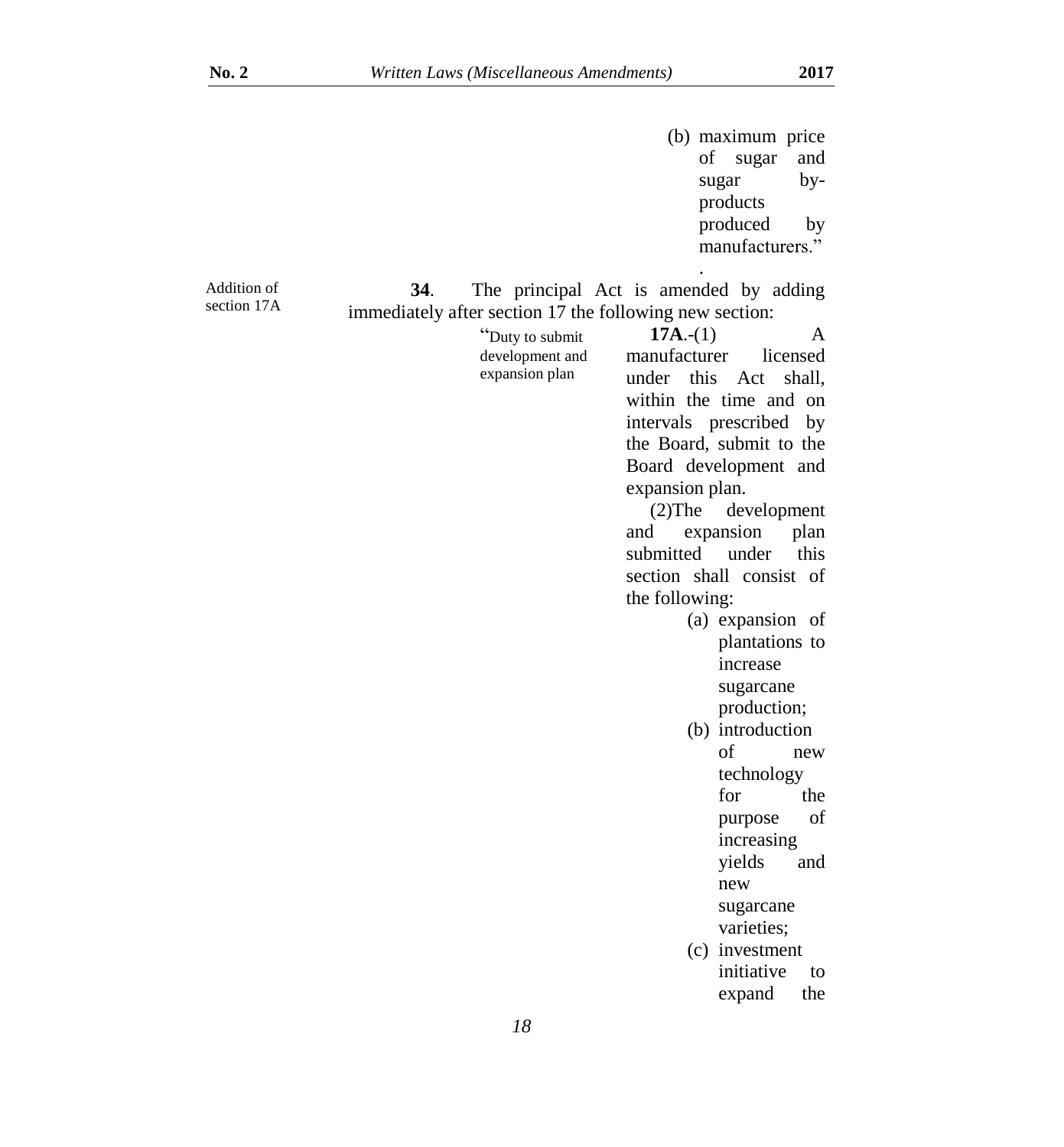(b) maximum price of sugar and sugar by-products produced by manufacturers."
.

Addition of section 17A

**34**. The principal Act is amended by adding immediately after section 17 the following new section:

"Duty to submit development and expansion plan

**17A**.-(1) A manufacturer licensed under this Act shall, within the time and on intervals prescribed by the Board, submit to the Board development and expansion plan.

(2)The development and expansion plan submitted under this section shall consist of the following:

(a) expansion of plantations to increase sugarcane production;

(b) introduction of new technology for the purpose of increasing yields and new sugarcane varieties;

(c) investment initiative to expand the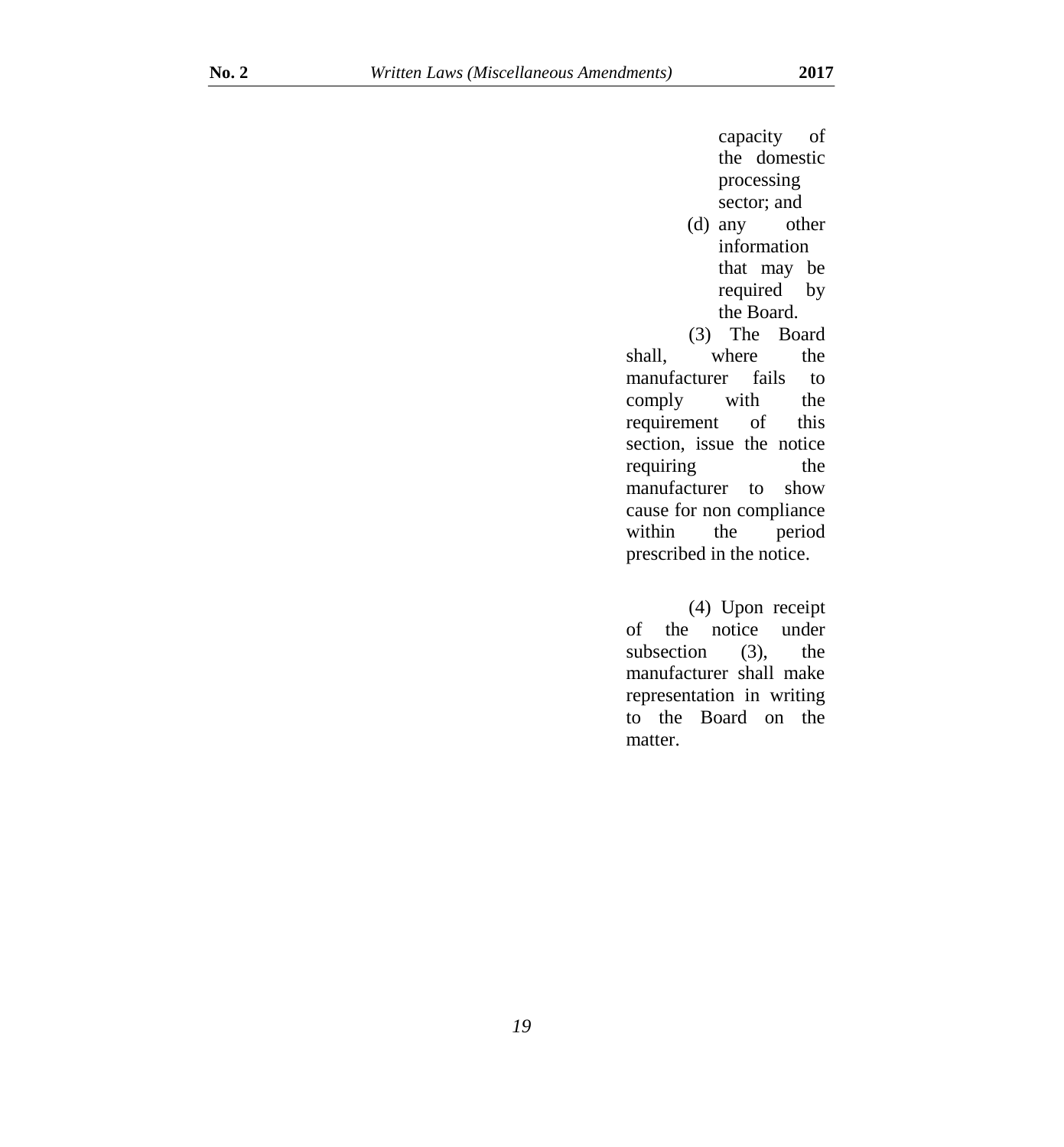capacity of the domestic processing sector; and

(d) any other information that may be required by the Board.

(3) The Board shall, where the manufacturer fails to comply with the requirement of this section, issue the notice requiring the manufacturer to show cause for non compliance within the period prescribed in the notice.

(4) Upon receipt of the notice under subsection (3), the manufacturer shall make representation in writing to the Board on the matter.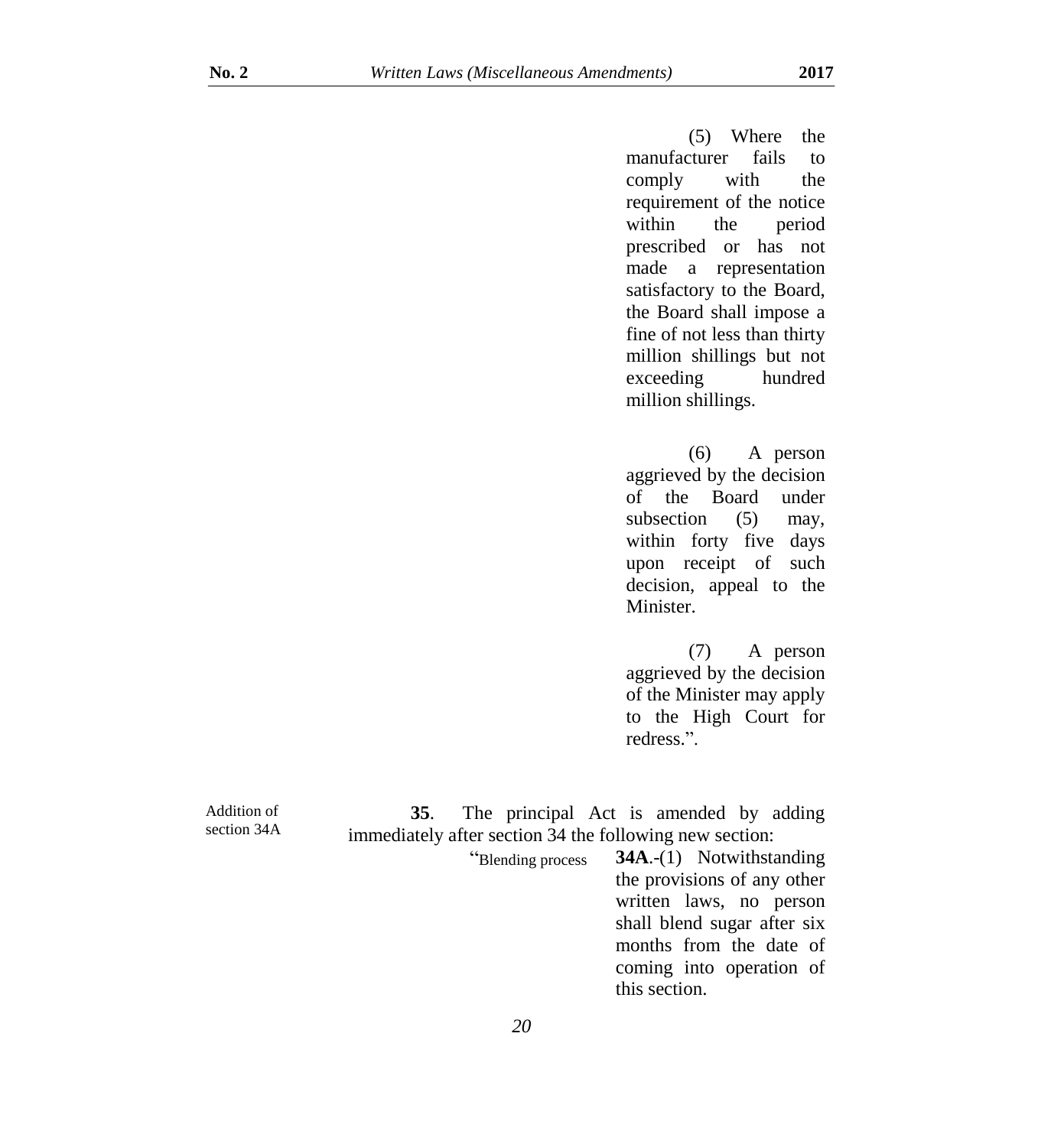(5) Where the manufacturer fails to comply with the requirement of the notice within the period prescribed or has not made a representation satisfactory to the Board, the Board shall impose a fine of not less than thirty million shillings but not exceeding hundred million shillings.

(6) A person aggrieved by the decision of the Board under subsection (5) may, within forty five days upon receipt of such decision, appeal to the Minister.

(7) A person aggrieved by the decision of the Minister may apply to the High Court for redress.".

Addition of section 34A

**35**. The principal Act is amended by adding immediately after section 34 the following new section:

"Blending process

**34A**.-(1) Notwithstanding the provisions of any other written laws, no person shall blend sugar after six months from the date of coming into operation of this section.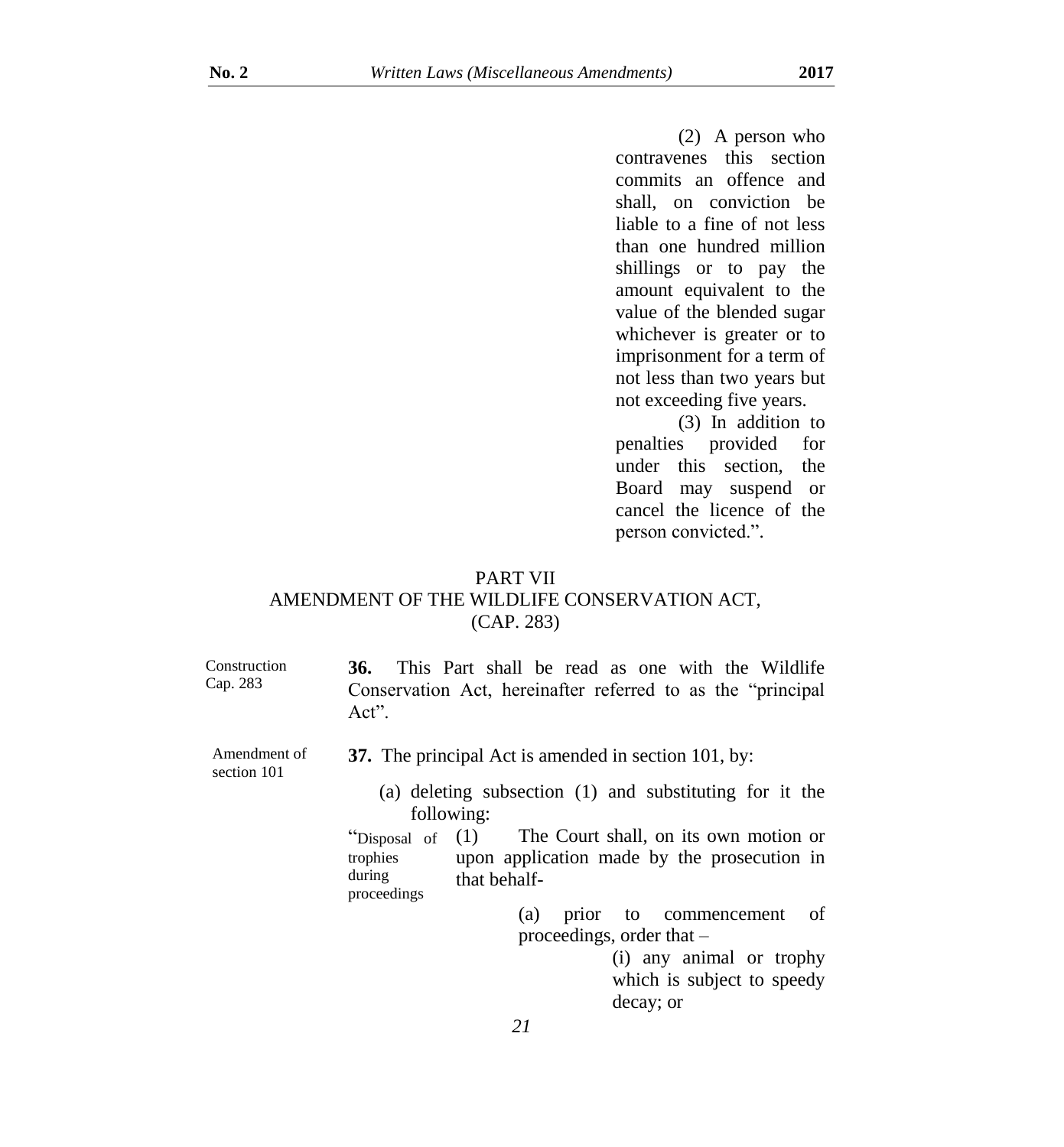(2) A person who contravenes this section commits an offence and shall, on conviction be liable to a fine of not less than one hundred million shillings or to pay the amount equivalent to the value of the blended sugar whichever is greater or to imprisonment for a term of not less than two years but not exceeding five years.

(3) In addition to penalties provided for under this section, the Board may suspend or cancel the licence of the person convicted.".

## PART VII
## AMENDMENT OF THE WILDLIFE CONSERVATION ACT, (CAP. 283)

Construction Cap. 283

**36.** This Part shall be read as one with the Wildlife Conservation Act, hereinafter referred to as the "principal Act".

Amendment of section 101

**37.** The principal Act is amended in section 101, by:

(a) deleting subsection (1) and substituting for it the following:

"Disposal of trophies during proceedings

(1) The Court shall, on its own motion or upon application made by the prosecution in that behalf-

(a) prior to commencement of proceedings, order that –

(i) any animal or trophy which is subject to speedy decay; or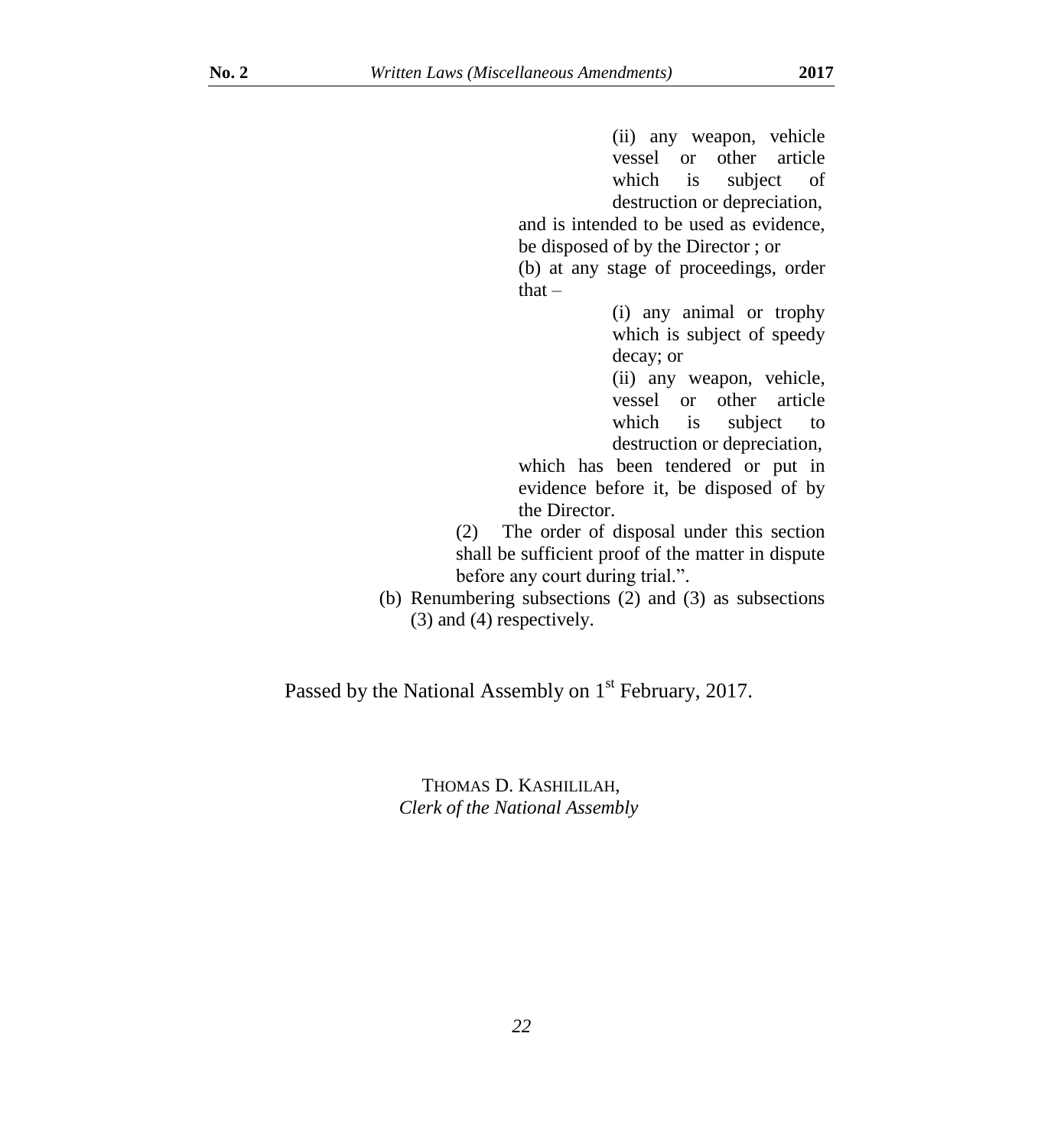(ii) any weapon, vehicle vessel or other article which is subject of destruction or depreciation,

and is intended to be used as evidence, be disposed of by the Director ; or

(b) at any stage of proceedings, order that –

(i) any animal or trophy which is subject of speedy decay; or

(ii) any weapon, vehicle, vessel or other article which is subject to destruction or depreciation,

which has been tendered or put in evidence before it, be disposed of by the Director.

(2) The order of disposal under this section shall be sufficient proof of the matter in dispute before any court during trial.".

(b) Renumbering subsections (2) and (3) as subsections (3) and (4) respectively.

Passed by the National Assembly on 1st February, 2017.

THOMAS D. KASHILILAH,
*Clerk of the National Assembly*